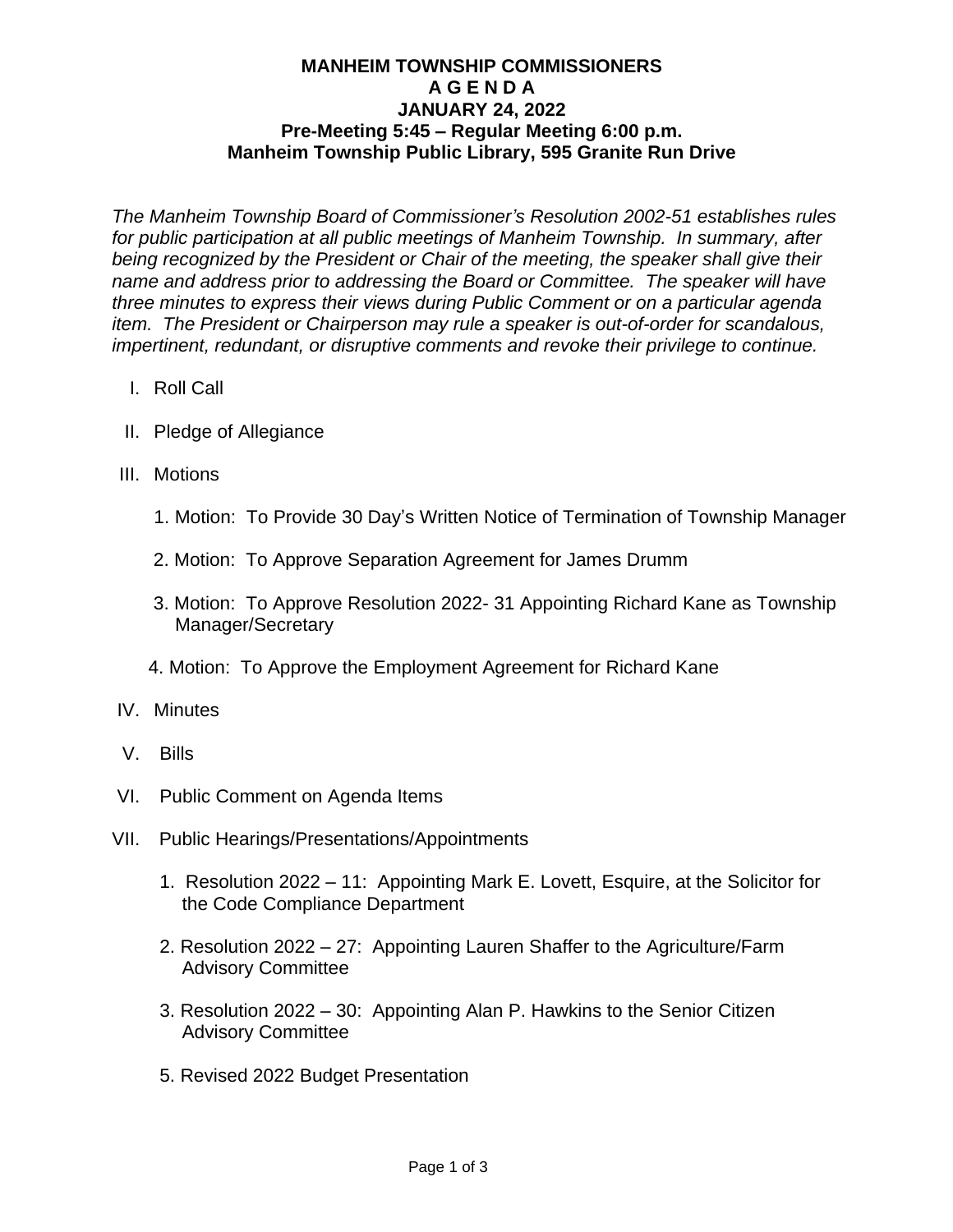# MANHEIM TOWNSHIP COMMISSIONERS
## A G E N D A
## JANUARY 24, 2022
## Pre-Meeting 5:45 – Regular Meeting 6:00 p.m.
## Manheim Township Public Library, 595 Granite Run Drive

*The Manheim Township Board of Commissioner's Resolution 2002-51 establishes rules for public participation at all public meetings of Manheim Township. In summary, after being recognized by the President or Chair of the meeting, the speaker shall give their name and address prior to addressing the Board or Committee. The speaker will have three minutes to express their views during Public Comment or on a particular agenda item. The President or Chairperson may rule a speaker is out-of-order for scandalous, impertinent, redundant, or disruptive comments and revoke their privilege to continue.*

I. Roll Call

II. Pledge of Allegiance

III. Motions

   1. Motion: To Provide 30 Day's Written Notice of Termination of Township Manager

   2. Motion: To Approve Separation Agreement for James Drumm

   3. Motion: To Approve Resolution 2022- 31 Appointing Richard Kane as Township Manager/Secretary

   4. Motion: To Approve the Employment Agreement for Richard Kane

IV. Minutes

V. Bills

VI. Public Comment on Agenda Items

VII. Public Hearings/Presentations/Appointments

   1. Resolution 2022 – 11: Appointing Mark E. Lovett, Esquire, at the Solicitor for the Code Compliance Department

   2. Resolution 2022 – 27: Appointing Lauren Shaffer to the Agriculture/Farm Advisory Committee

   3. Resolution 2022 – 30: Appointing Alan P. Hawkins to the Senior Citizen Advisory Committee

   5. Revised 2022 Budget Presentation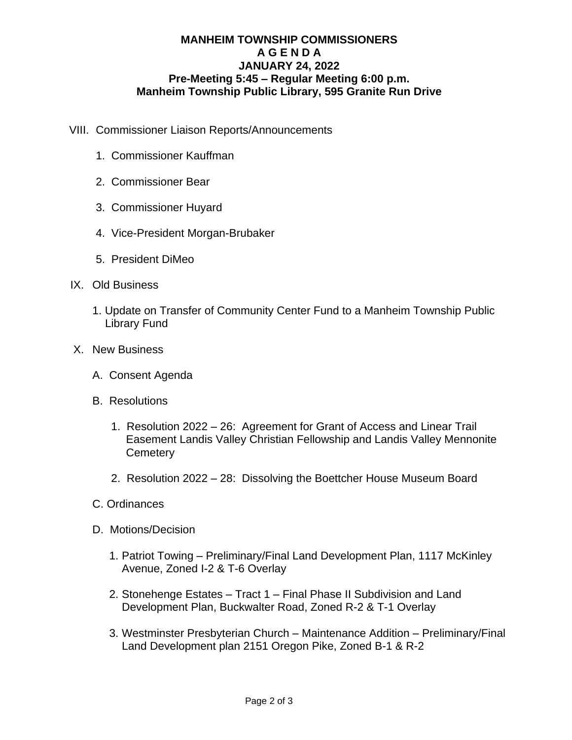**MANHEIM TOWNSHIP COMMISSIONERS**
**A G E N D A**
**JANUARY 24, 2022**
**Pre-Meeting 5:45 – Regular Meeting 6:00 p.m.**
**Manheim Township Public Library, 595 Granite Run Drive**

VIII. Commissioner Liaison Reports/Announcements

1. Commissioner Kauffman
2. Commissioner Bear
3. Commissioner Huyard
4. Vice-President Morgan-Brubaker
5. President DiMeo

IX. Old Business

1. Update on Transfer of Community Center Fund to a Manheim Township Public Library Fund

X. New Business

A. Consent Agenda

B. Resolutions

1. Resolution 2022 – 26: Agreement for Grant of Access and Linear Trail Easement Landis Valley Christian Fellowship and Landis Valley Mennonite Cemetery
2. Resolution 2022 – 28: Dissolving the Boettcher House Museum Board

C. Ordinances

D. Motions/Decision

1. Patriot Towing – Preliminary/Final Land Development Plan, 1117 McKinley Avenue, Zoned I-2 & T-6 Overlay
2. Stonehenge Estates – Tract 1 – Final Phase II Subdivision and Land Development Plan, Buckwalter Road, Zoned R-2 & T-1 Overlay
3. Westminster Presbyterian Church – Maintenance Addition – Preliminary/Final Land Development plan 2151 Oregon Pike, Zoned B-1 & R-2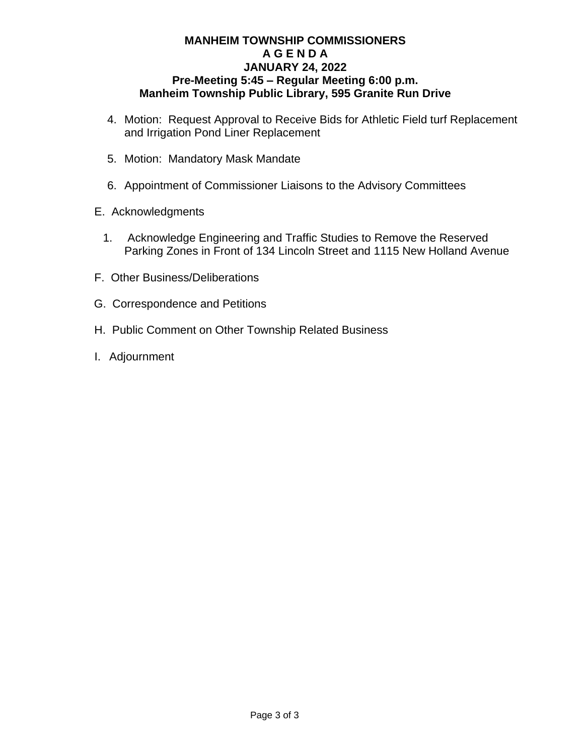**MANHEIM TOWNSHIP COMMISSIONERS**
**A G E N D A**
**JANUARY 24, 2022**
**Pre-Meeting 5:45 – Regular Meeting 6:00 p.m.**
**Manheim Township Public Library, 595 Granite Run Drive**

4. Motion: Request Approval to Receive Bids for Athletic Field turf Replacement and Irrigation Pond Liner Replacement

5. Motion: Mandatory Mask Mandate

6. Appointment of Commissioner Liaisons to the Advisory Committees

E. Acknowledgments

1. Acknowledge Engineering and Traffic Studies to Remove the Reserved Parking Zones in Front of 134 Lincoln Street and 1115 New Holland Avenue

F. Other Business/Deliberations

G. Correspondence and Petitions

H. Public Comment on Other Township Related Business

I. Adjournment